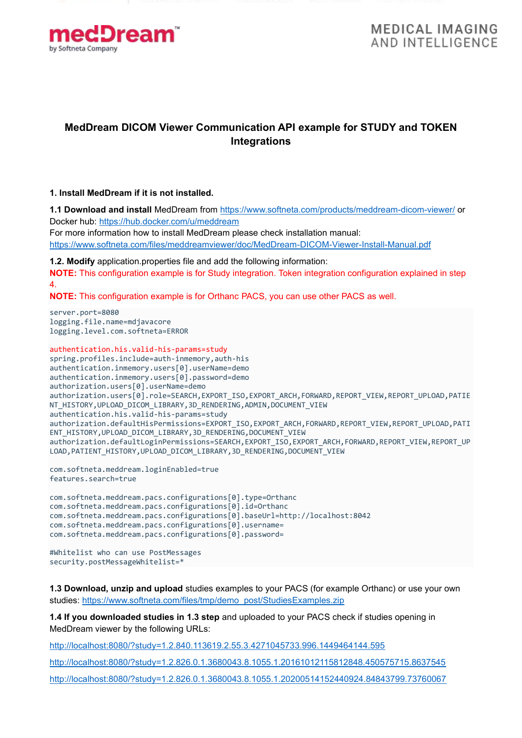# MedDream DICOM Viewer Communication API example for STUDY and TOKEN Integrations

### 1. Install MedDream if it is not installed.

**1.1 Download and install** MedDream from [https://www.softneta.com/products/meddream-dicom-viewer/](https://www.softneta.com/products/meddream-dicom-viewer/) or Docker hub: [https://hub.docker.com/u/meddream](https://hub.docker.com/u/meddream)
For more information how to install MedDream please check installation manual: [https://www.softneta.com/files/meddreamviewer/doc/MedDream-DICOM-Viewer-Install-Manual.pdf](https://www.softneta.com/files/meddreamviewer/doc/MedDream-DICOM-Viewer-Install-Manual.pdf)

**1.2. Modify** application.properties file and add the following information:
**NOTE:** This configuration example is for Study integration. Token integration configuration explained in step 4.
**NOTE:** This configuration example is for Orthanc PACS, you can use other PACS as well.

```
server.port=8080
logging.file.name=mdjavacore
logging.level.com.softneta=ERROR

authentication.his.valid-his-params=study
spring.profiles.include=auth-inmemory,auth-his
authentication.inmemory.users[0].userName=demo
authentication.inmemory.users[0].password=demo
authorization.users[0].userName=demo
authorization.users[0].role=SEARCH,EXPORT_ISO,EXPORT_ARCH,FORWARD,REPORT_VIEW,REPORT_UPLOAD,PATIENT_HISTORY,UPLOAD_DICOM_LIBRARY,3D_RENDERING,ADMIN,DOCUMENT_VIEW
authentication.his.valid-his-params=study
authorization.defaultHisPermissions=EXPORT_ISO,EXPORT_ARCH,FORWARD,REPORT_VIEW,REPORT_UPLOAD,PATIENT_HISTORY,UPLOAD_DICOM_LIBRARY,3D_RENDERING,DOCUMENT_VIEW
authorization.defaultLoginPermissions=SEARCH,EXPORT_ISO,EXPORT_ARCH,FORWARD,REPORT_VIEW,REPORT_UPLOAD,PATIENT_HISTORY,UPLOAD_DICOM_LIBRARY,3D_RENDERING,DOCUMENT_VIEW

com.softneta.meddream.loginEnabled=true
features.search=true

com.softneta.meddream.pacs.configurations[0].type=Orthanc
com.softneta.meddream.pacs.configurations[0].id=Orthanc
com.softneta.meddream.pacs.configurations[0].baseUrl=http://localhost:8042
com.softneta.meddream.pacs.configurations[0].username=
com.softneta.meddream.pacs.configurations[0].password=

#Whitelist who can use PostMessages
security.postMessageWhitelist=*
```

**1.3 Download, unzip and upload** studies examples to your PACS (for example Orthanc) or use your own studies: [https://www.softneta.com/files/tmp/demo_post/StudiesExamples.zip](https://www.softneta.com/files/tmp/demo_post/StudiesExamples.zip)

**1.4 If you downloaded studies in 1.3 step** and uploaded to your PACS check if studies opening in MedDream viewer by the following URLs:

[http://localhost:8080/?study=1.2.840.113619.2.55.3.4271045733.996.1449464144.595](http://localhost:8080/?study=1.2.840.113619.2.55.3.4271045733.996.1449464144.595)

[http://localhost:8080/?study=1.2.826.0.1.3680043.8.1055.1.20161012115812848.450575715.8637545](http://localhost:8080/?study=1.2.826.0.1.3680043.8.1055.1.20161012115812848.450575715.8637545)

[http://localhost:8080/?study=1.2.826.0.1.3680043.8.1055.1.20200514152440924.84843799.73760067](http://localhost:8080/?study=1.2.826.0.1.3680043.8.1055.1.20200514152440924.84843799.73760067)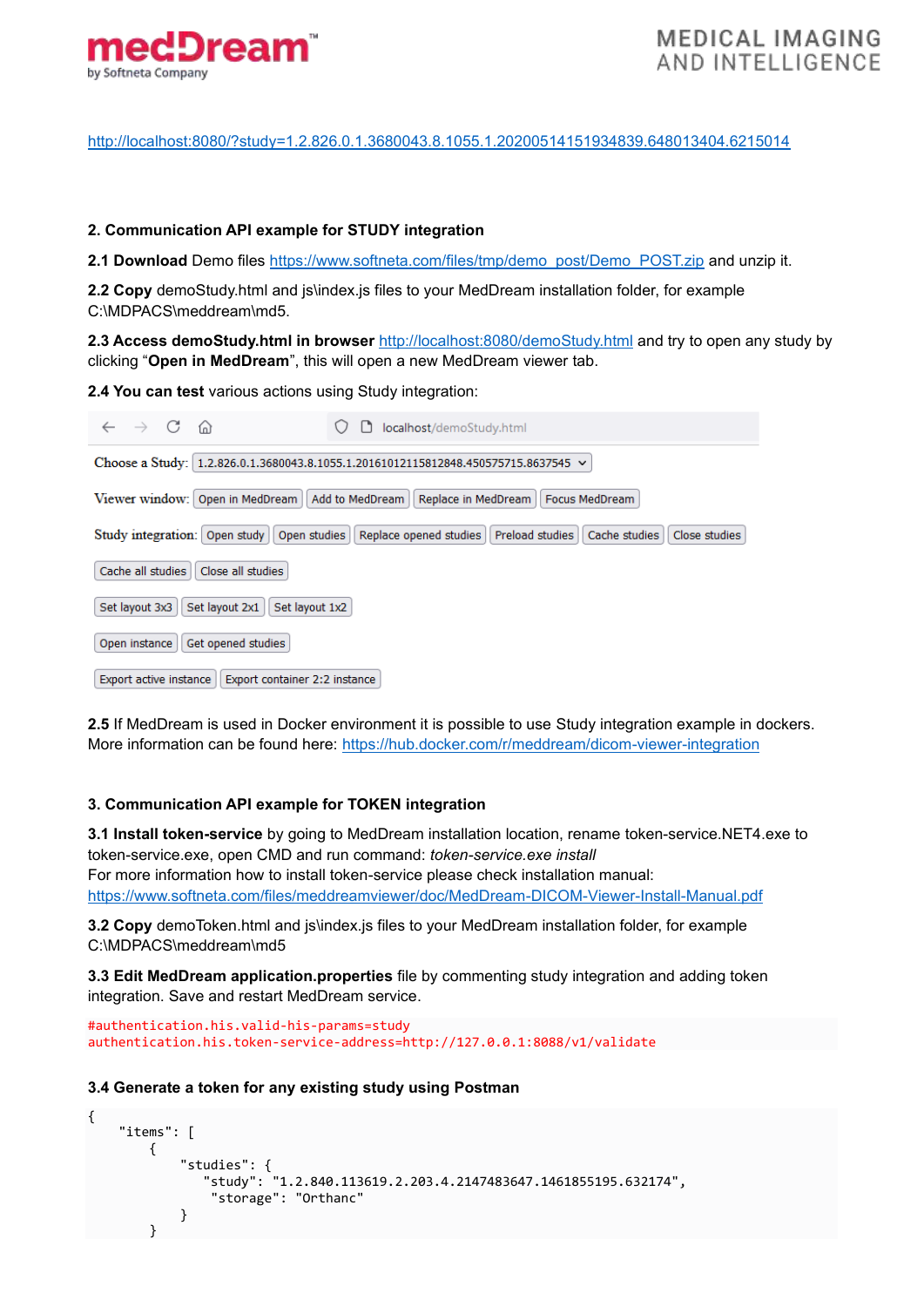http://localhost:8080/?study=1.2.826.0.1.3680043.8.1055.1.20200514151934839.648013404.6215014

## 2. Communication API example for STUDY integration

**2.1 Download** Demo files https://www.softneta.com/files/tmp/demo_post/Demo_POST.zip and unzip it.

**2.2 Copy** demoStudy.html and js\index.js files to your MedDream installation folder, for example C:\MDPACS\meddream\md5.

**2.3 Access demoStudy.html in browser** http://localhost:8080/demoStudy.html and try to open any study by clicking "**Open in MedDream**", this will open a new MedDream viewer tab.

**2.4 You can test** various actions using Study integration:

localhost/demoStudy.html

Choose a Study: 1.2.826.0.1.3680043.8.1055.1.20161012115812848.450575715.8637545

Viewer window: Open in MedDream | Add to MedDream | Replace in MedDream | Focus MedDream

Study integration: Open study | Open studies | Replace opened studies | Preload studies | Cache studies | Close studies

Cache all studies | Close all studies

Set layout 3x3 | Set layout 2x1 | Set layout 1x2

Open instance | Get opened studies

Export active instance | Export container 2:2 instance

**2.5** If MedDream is used in Docker environment it is possible to use Study integration example in dockers. More information can be found here: https://hub.docker.com/r/meddream/dicom-viewer-integration

## 3. Communication API example for TOKEN integration

**3.1 Install token-service** by going to MedDream installation location, rename token-service.NET4.exe to token-service.exe, open CMD and run command: *token-service.exe install*
For more information how to install token-service please check installation manual: https://www.softneta.com/files/meddreamviewer/doc/MedDream-DICOM-Viewer-Install-Manual.pdf

**3.2 Copy** demoToken.html and js\index.js files to your MedDream installation folder, for example C:\MDPACS\meddream\md5

**3.3 Edit MedDream application.properties** file by commenting study integration and adding token integration. Save and restart MedDream service.

```
#authentication.his.valid-his-params=study
authentication.his.token-service-address=http://127.0.0.1:8088/v1/validate
```

**3.4 Generate a token for any existing study using Postman**

```
{
    "items": [
        {
            "studies": {
               "study": "1.2.840.113619.2.203.4.2147483647.1461855195.632174",
                "storage": "Orthanc"
            }
        }
```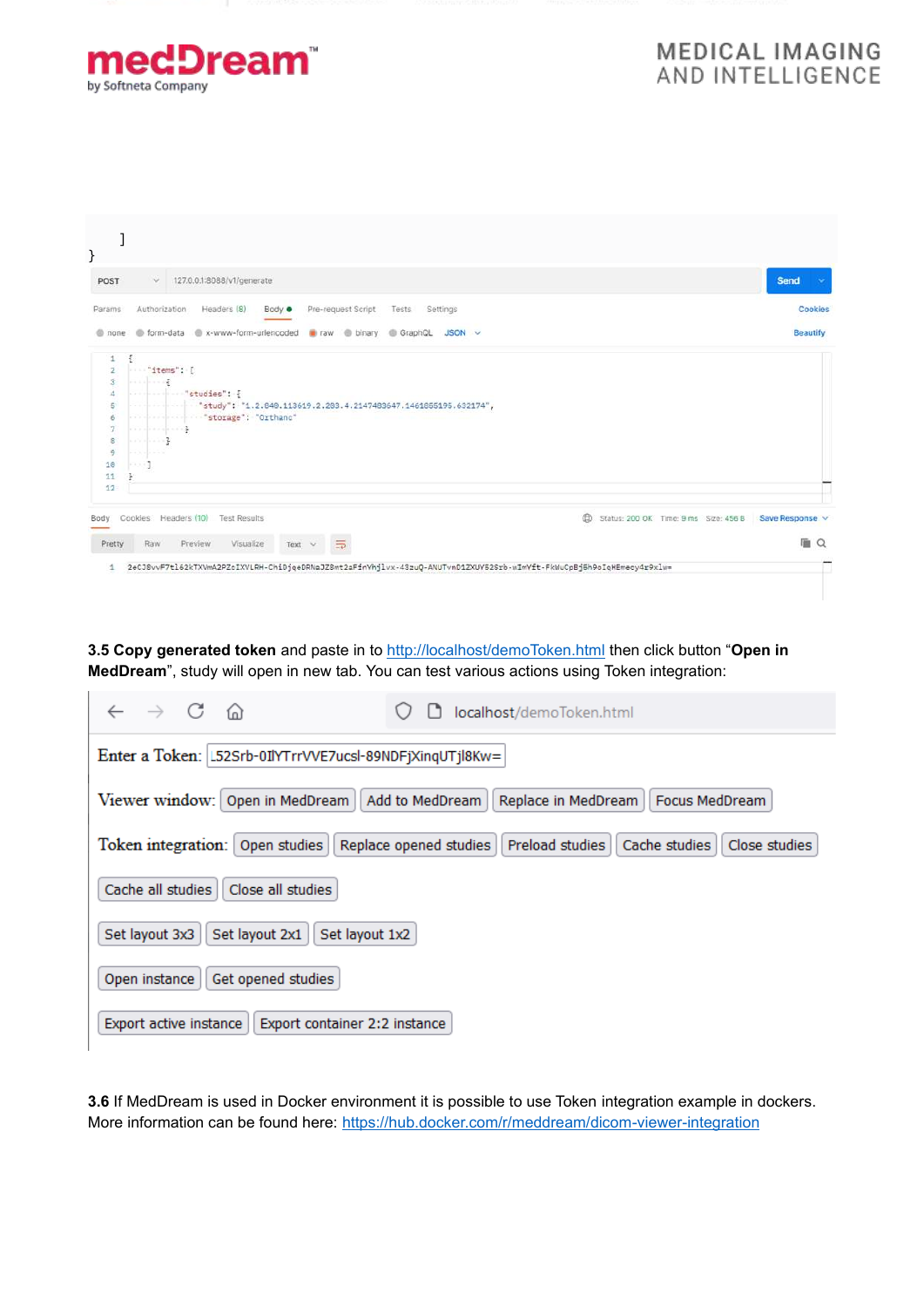3.5 **Copy generated token** and paste in to http://localhost/demoToken.html then click button "**Open in MedDream**", study will open in new tab. You can test various actions using Token integration:

3.6 If MedDream is used in Docker environment it is possible to use Token integration example in dockers. More information can be found here: https://hub.docker.com/r/meddream/dicom-viewer-integration